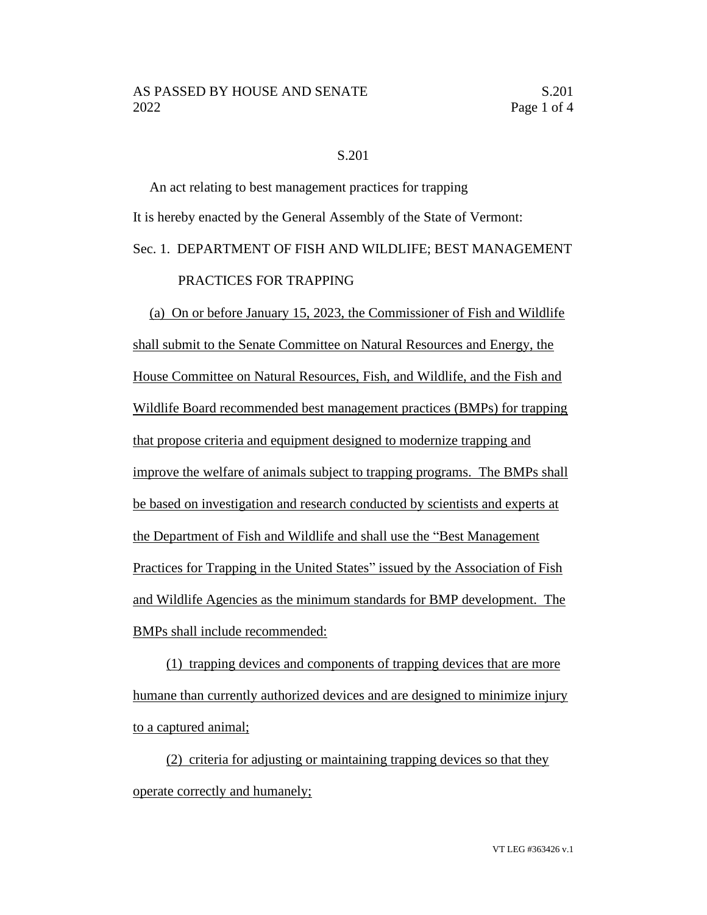S.201

An act relating to best management practices for trapping

It is hereby enacted by the General Assembly of the State of Vermont:

## Sec. 1. DEPARTMENT OF FISH AND WILDLIFE; BEST MANAGEMENT PRACTICES FOR TRAPPING

(a) On or before January 15, 2023, the Commissioner of Fish and Wildlife shall submit to the Senate Committee on Natural Resources and Energy, the House Committee on Natural Resources, Fish, and Wildlife, and the Fish and Wildlife Board recommended best management practices (BMPs) for trapping that propose criteria and equipment designed to modernize trapping and improve the welfare of animals subject to trapping programs. The BMPs shall be based on investigation and research conducted by scientists and experts at the Department of Fish and Wildlife and shall use the "Best Management Practices for Trapping in the United States" issued by the Association of Fish and Wildlife Agencies as the minimum standards for BMP development. The BMPs shall include recommended:

(1) trapping devices and components of trapping devices that are more humane than currently authorized devices and are designed to minimize injury to a captured animal;

(2) criteria for adjusting or maintaining trapping devices so that they operate correctly and humanely;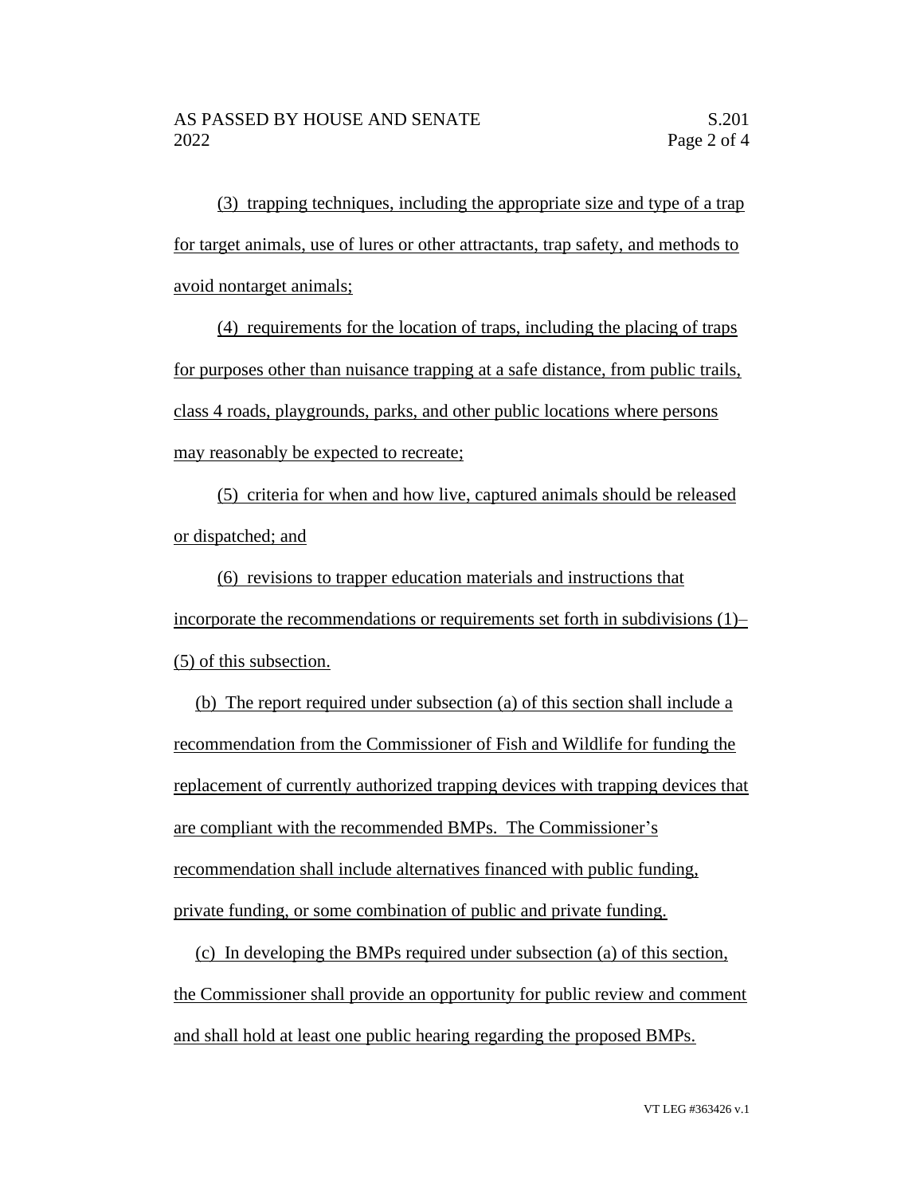(3) trapping techniques, including the appropriate size and type of a trap for target animals, use of lures or other attractants, trap safety, and methods to avoid nontarget animals;

(4) requirements for the location of traps, including the placing of traps for purposes other than nuisance trapping at a safe distance, from public trails, class 4 roads, playgrounds, parks, and other public locations where persons may reasonably be expected to recreate;

(5) criteria for when and how live, captured animals should be released or dispatched; and

(6) revisions to trapper education materials and instructions that incorporate the recommendations or requirements set forth in subdivisions (1)–(5) of this subsection.

(b) The report required under subsection (a) of this section shall include a recommendation from the Commissioner of Fish and Wildlife for funding the replacement of currently authorized trapping devices with trapping devices that are compliant with the recommended BMPs. The Commissioner's recommendation shall include alternatives financed with public funding, private funding, or some combination of public and private funding.

(c) In developing the BMPs required under subsection (a) of this section, the Commissioner shall provide an opportunity for public review and comment and shall hold at least one public hearing regarding the proposed BMPs.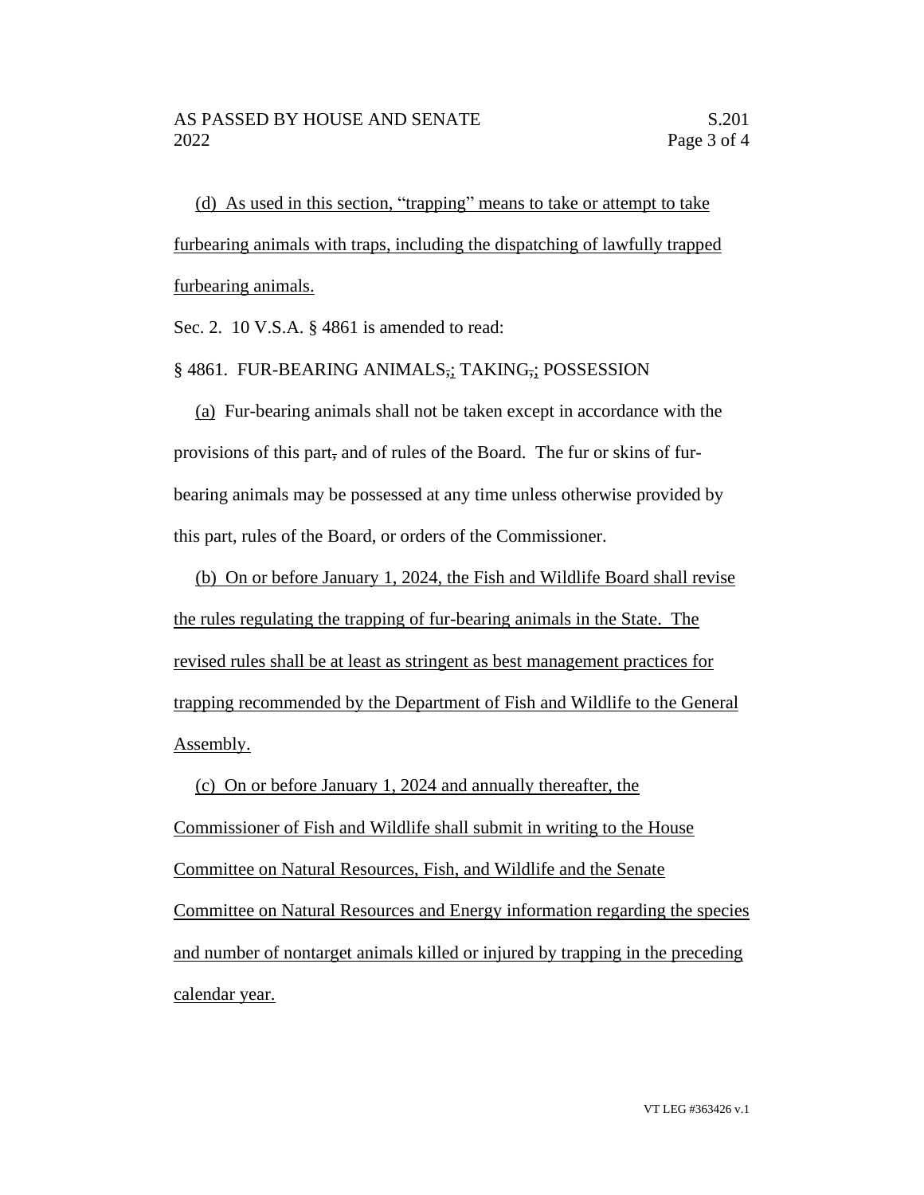(d) As used in this section, "trapping" means to take or attempt to take furbearing animals with traps, including the dispatching of lawfully trapped furbearing animals.

Sec. 2. 10 V.S.A. § 4861 is amended to read:

§ 4861. FUR-BEARING ANIMALS,; TAKING,; POSSESSION

(a) Fur-bearing animals shall not be taken except in accordance with the provisions of this part, and of rules of the Board. The fur or skins of fur-bearing animals may be possessed at any time unless otherwise provided by this part, rules of the Board, or orders of the Commissioner.

(b) On or before January 1, 2024, the Fish and Wildlife Board shall revise the rules regulating the trapping of fur-bearing animals in the State. The revised rules shall be at least as stringent as best management practices for trapping recommended by the Department of Fish and Wildlife to the General Assembly.

(c) On or before January 1, 2024 and annually thereafter, the Commissioner of Fish and Wildlife shall submit in writing to the House Committee on Natural Resources, Fish, and Wildlife and the Senate Committee on Natural Resources and Energy information regarding the species and number of nontarget animals killed or injured by trapping in the preceding calendar year.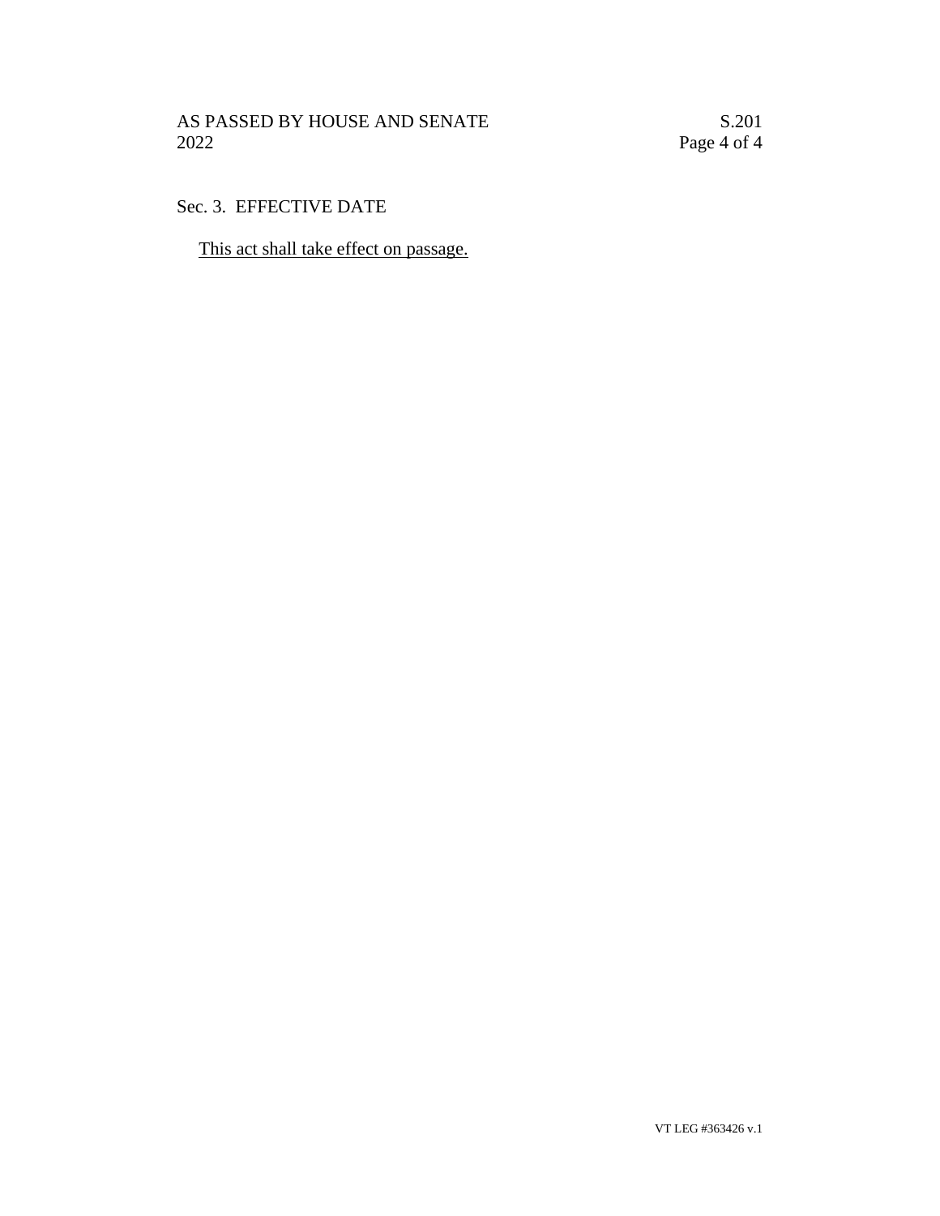Sec. 3. EFFECTIVE DATE

This act shall take effect on passage.